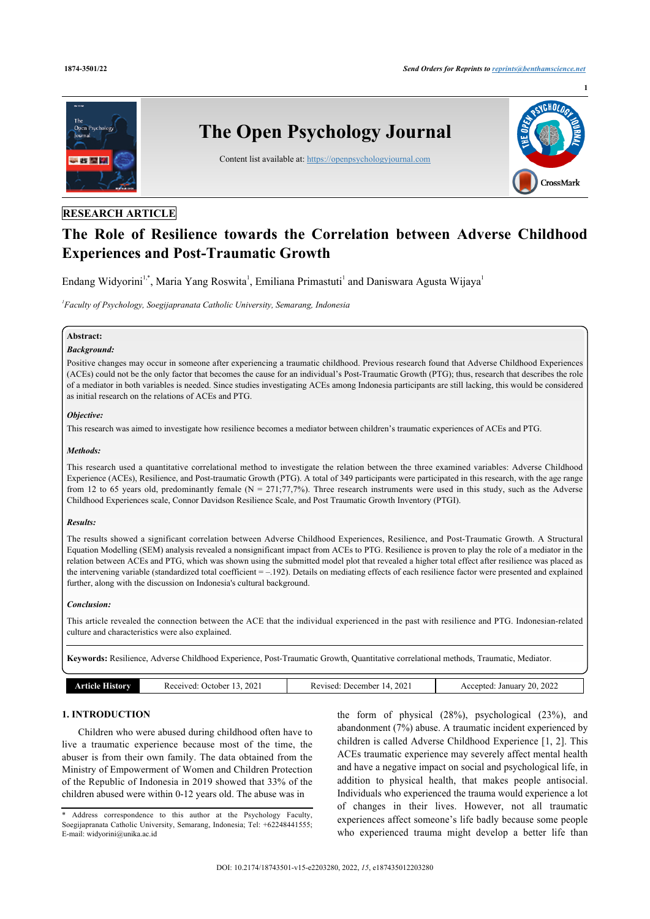RESEARCH ARTICLE

# The Role of Resilience towards the Correlation between Adverse Childhood Experiences and Post-Traumatic Growth

Endang Widyorini[1,*], Maria Yang Roswita[1], Emiliana Primastuti[1] and Daniswara Agusta Wijaya[1]

[1]*Faculty of Psychology, Soegijapranata Catholic University, Semarang, Indonesia*

**Abstract:**

***Background:***

Positive changes may occur in someone after experiencing a traumatic childhood. Previous research found that Adverse Childhood Experiences (ACEs) could not be the only factor that becomes the cause for an individual's Post-Traumatic Growth (PTG); thus, research that describes the role of a mediator in both variables is needed. Since studies investigating ACEs among Indonesia participants are still lacking, this would be considered as initial research on the relations of ACEs and PTG.

***Objective:***

This research was aimed to investigate how resilience becomes a mediator between children's traumatic experiences of ACEs and PTG.

***Methods:***

This research used a quantitative correlational method to investigate the relation between the three examined variables: Adverse Childhood Experience (ACEs), Resilience, and Post-traumatic Growth (PTG). A total of 349 participants were participated in this research, with the age range from 12 to 65 years old, predominantly female (N = 271;77,7%). Three research instruments were used in this study, such as the Adverse Childhood Experiences scale, Connor Davidson Resilience Scale, and Post Traumatic Growth Inventory (PTGI).

***Results:***

The results showed a significant correlation between Adverse Childhood Experiences, Resilience, and Post-Traumatic Growth. A Structural Equation Modelling (SEM) analysis revealed a nonsignificant impact from ACEs to PTG. Resilience is proven to play the role of a mediator in the relation between ACEs and PTG, which was shown using the submitted model plot that revealed a higher total effect after resilience was placed as the intervening variable (standardized total coefficient = –.192). Details on mediating effects of each resilience factor were presented and explained further, along with the discussion on Indonesia's cultural background.

***Conclusion:***

This article revealed the connection between the ACE that the individual experienced in the past with resilience and PTG. Indonesian-related culture and characteristics were also explained.

**Keywords:** Resilience, Adverse Childhood Experience, Post-Traumatic Growth, Quantitative correlational methods, Traumatic, Mediator.

| Article History | Received: October 13, 2021 | Revised: December 14, 2021 | Accepted: January 20, 2022 |
|---|---|---|---|

## 1. INTRODUCTION

Children who were abused during childhood often have to live a traumatic experience because most of the time, the abuser is from their own family. The data obtained from the Ministry of Empowerment of Women and Children Protection of the Republic of Indonesia in 2019 showed that 33% of the children abused were within 0-12 years old. The abuse was in the form of physical (28%), psychological (23%), and abandonment (7%) abuse. A traumatic incident experienced by children is called Adverse Childhood Experience [1, 2]. This ACEs traumatic experience may severely affect mental health and have a negative impact on social and psychological life, in addition to physical health, that makes people antisocial. Individuals who experienced the trauma would experience a lot of changes in their lives. However, not all traumatic experiences affect someone's life badly because some people who experienced trauma might develop a better life than

\* Address correspondence to this author at the Psychology Faculty, Soegijapranata Catholic University, Semarang, Indonesia; Tel: +62248441555; E-mail: widyorini@unika.ac.id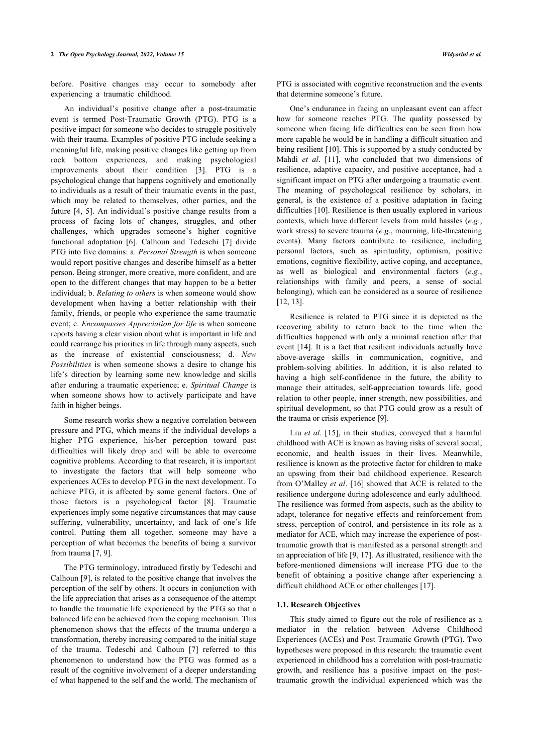before. Positive changes may occur to somebody after experiencing a traumatic childhood.

An individual's positive change after a post-traumatic event is termed Post-Traumatic Growth (PTG). PTG is a positive impact for someone who decides to struggle positively with their trauma. Examples of positive PTG include seeking a meaningful life, making positive changes like getting up from rock bottom experiences, and making psychological improvements about their condition [3]. PTG is a psychological change that happens cognitively and emotionally to individuals as a result of their traumatic events in the past, which may be related to themselves, other parties, and the future [4, 5]. An individual's positive change results from a process of facing lots of changes, struggles, and other challenges, which upgrades someone's higher cognitive functional adaptation [6]. Calhoun and Tedeschi [7] divide PTG into five domains: a. *Personal Strength* is when someone would report positive changes and describe himself as a better person. Being stronger, more creative, more confident, and are open to the different changes that may happen to be a better individual; b. *Relating to others* is when someone would show development when having a better relationship with their family, friends, or people who experience the same traumatic event; c. *Encompasses Appreciation for life* is when someone reports having a clear vision about what is important in life and could rearrange his priorities in life through many aspects, such as the increase of existential consciousness; d. *New Possibilities* is when someone shows a desire to change his life's direction by learning some new knowledge and skills after enduring a traumatic experience; e. *Spiritual Change* is when someone shows how to actively participate and have faith in higher beings.

Some research works show a negative correlation between pressure and PTG, which means if the individual develops a higher PTG experience, his/her perception toward past difficulties will likely drop and will be able to overcome cognitive problems. According to that research, it is important to investigate the factors that will help someone who experiences ACEs to develop PTG in the next development. To achieve PTG, it is affected by some general factors. One of those factors is a psychological factor [8]. Traumatic experiences imply some negative circumstances that may cause suffering, vulnerability, uncertainty, and lack of one's life control. Putting them all together, someone may have a perception of what becomes the benefits of being a survivor from trauma [7, 9].

The PTG terminology, introduced firstly by Tedeschi and Calhoun [9], is related to the positive change that involves the perception of the self by others. It occurs in conjunction with the life appreciation that arises as a consequence of the attempt to handle the traumatic life experienced by the PTG so that a balanced life can be achieved from the coping mechanism. This phenomenon shows that the effects of the trauma undergo a transformation, thereby increasing compared to the initial stage of the trauma. Tedeschi and Calhoun [7] referred to this phenomenon to understand how the PTG was formed as a result of the cognitive involvement of a deeper understanding of what happened to the self and the world. The mechanism of PTG is associated with cognitive reconstruction and the events that determine someone's future.

One's endurance in facing an unpleasant event can affect how far someone reaches PTG. The quality possessed by someone when facing life difficulties can be seen from how more capable he would be in handling a difficult situation and being resilient [10]. This is supported by a study conducted by Mahdi *et al*. [11], who concluded that two dimensions of resilience, adaptive capacity, and positive acceptance, had a significant impact on PTG after undergoing a traumatic event. The meaning of psychological resilience by scholars, in general, is the existence of a positive adaptation in facing difficulties [10]. Resilience is then usually explored in various contexts, which have different levels from mild hassles (*e.g*., work stress) to severe trauma (*e.g*., mourning, life-threatening events). Many factors contribute to resilience, including personal factors, such as spirituality, optimism, positive emotions, cognitive flexibility, active coping, and acceptance, as well as biological and environmental factors (*e.g*., relationships with family and peers, a sense of social belonging), which can be considered as a source of resilience [12, 13].

Resilience is related to PTG since it is depicted as the recovering ability to return back to the time when the difficulties happened with only a minimal reaction after that event [14]. It is a fact that resilient individuals actually have above-average skills in communication, cognitive, and problem-solving abilities. In addition, it is also related to having a high self-confidence in the future, the ability to manage their attitudes, self-appreciation towards life, good relation to other people, inner strength, new possibilities, and spiritual development, so that PTG could grow as a result of the trauma or crisis experience [9].

Liu *et al*. [15], in their studies, conveyed that a harmful childhood with ACE is known as having risks of several social, economic, and health issues in their lives. Meanwhile, resilience is known as the protective factor for children to make an upswing from their bad childhood experience. Research from O'Malley *et al*. [16] showed that ACE is related to the resilience undergone during adolescence and early adulthood. The resilience was formed from aspects, such as the ability to adapt, tolerance for negative effects and reinforcement from stress, perception of control, and persistence in its role as a mediator for ACE, which may increase the experience of post-traumatic growth that is manifested as a personal strength and an appreciation of life [9, 17]. As illustrated, resilience with the before-mentioned dimensions will increase PTG due to the benefit of obtaining a positive change after experiencing a difficult childhood ACE or other challenges [17].

### 1.1. Research Objectives

This study aimed to figure out the role of resilience as a mediator in the relation between Adverse Childhood Experiences (ACEs) and Post Traumatic Growth (PTG). Two hypotheses were proposed in this research: the traumatic event experienced in childhood has a correlation with post-traumatic growth, and resilience has a positive impact on the post-traumatic growth the individual experienced which was the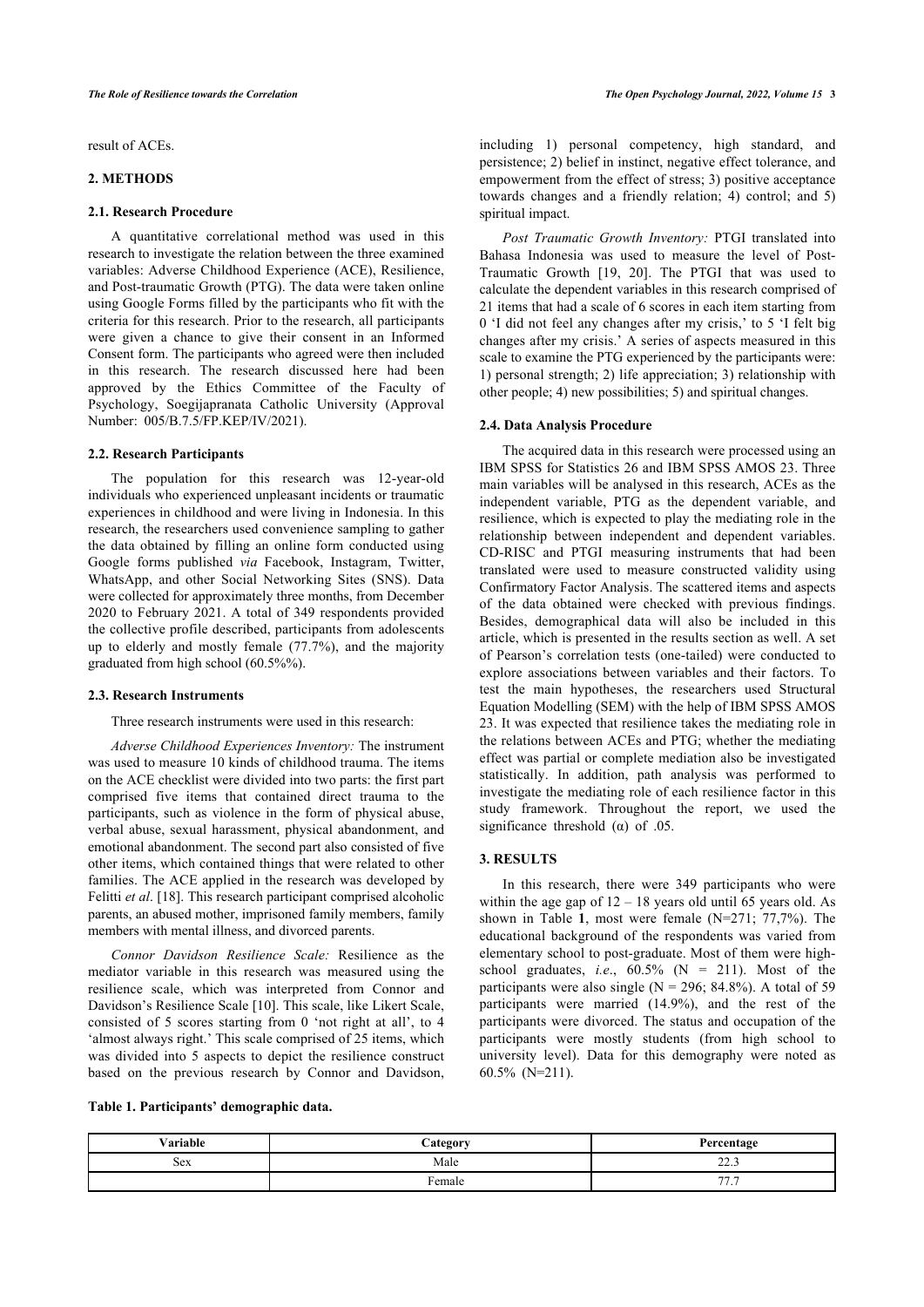result of ACEs.

## 2. METHODS

### 2.1. Research Procedure

A quantitative correlational method was used in this research to investigate the relation between the three examined variables: Adverse Childhood Experience (ACE), Resilience, and Post-traumatic Growth (PTG). The data were taken online using Google Forms filled by the participants who fit with the criteria for this research. Prior to the research, all participants were given a chance to give their consent in an Informed Consent form. The participants who agreed were then included in this research. The research discussed here had been approved by the Ethics Committee of the Faculty of Psychology, Soegijapranata Catholic University (Approval Number: 005/B.7.5/FP.KEP/IV/2021).

### 2.2. Research Participants

The population for this research was 12-year-old individuals who experienced unpleasant incidents or traumatic experiences in childhood and were living in Indonesia. In this research, the researchers used convenience sampling to gather the data obtained by filling an online form conducted using Google forms published *via* Facebook, Instagram, Twitter, WhatsApp, and other Social Networking Sites (SNS). Data were collected for approximately three months, from December 2020 to February 2021. A total of 349 respondents provided the collective profile described, participants from adolescents up to elderly and mostly female (77.7%), and the majority graduated from high school (60.5%%).

### 2.3. Research Instruments

Three research instruments were used in this research:

*Adverse Childhood Experiences Inventory:* The instrument was used to measure 10 kinds of childhood trauma. The items on the ACE checklist were divided into two parts: the first part comprised five items that contained direct trauma to the participants, such as violence in the form of physical abuse, verbal abuse, sexual harassment, physical abandonment, and emotional abandonment. The second part also consisted of five other items, which contained things that were related to other families. The ACE applied in the research was developed by Felitti *et al*. [18]. This research participant comprised alcoholic parents, an abused mother, imprisoned family members, family members with mental illness, and divorced parents.

*Connor Davidson Resilience Scale:* Resilience as the mediator variable in this research was measured using the resilience scale, which was interpreted from Connor and Davidson's Resilience Scale [10]. This scale, like Likert Scale, consisted of 5 scores starting from 0 'not right at all', to 4 'almost always right.' This scale comprised of 25 items, which was divided into 5 aspects to depict the resilience construct based on the previous research by Connor and Davidson, including 1) personal competency, high standard, and persistence; 2) belief in instinct, negative effect tolerance, and empowerment from the effect of stress; 3) positive acceptance towards changes and a friendly relation; 4) control; and 5) spiritual impact.

*Post Traumatic Growth Inventory:* PTGI translated into Bahasa Indonesia was used to measure the level of Post-Traumatic Growth [19, 20]. The PTGI that was used to calculate the dependent variables in this research comprised of 21 items that had a scale of 6 scores in each item starting from 0 'I did not feel any changes after my crisis,' to 5 'I felt big changes after my crisis.' A series of aspects measured in this scale to examine the PTG experienced by the participants were: 1) personal strength; 2) life appreciation; 3) relationship with other people; 4) new possibilities; 5) and spiritual changes.

### 2.4. Data Analysis Procedure

The acquired data in this research were processed using an IBM SPSS for Statistics 26 and IBM SPSS AMOS 23. Three main variables will be analysed in this research, ACEs as the independent variable, PTG as the dependent variable, and resilience, which is expected to play the mediating role in the relationship between independent and dependent variables. CD-RISC and PTGI measuring instruments that had been translated were used to measure constructed validity using Confirmatory Factor Analysis. The scattered items and aspects of the data obtained were checked with previous findings. Besides, demographical data will also be included in this article, which is presented in the results section as well. A set of Pearson's correlation tests (one-tailed) were conducted to explore associations between variables and their factors. To test the main hypotheses, the researchers used Structural Equation Modelling (SEM) with the help of IBM SPSS AMOS 23. It was expected that resilience takes the mediating role in the relations between ACEs and PTG; whether the mediating effect was partial or complete mediation also be investigated statistically. In addition, path analysis was performed to investigate the mediating role of each resilience factor in this study framework. Throughout the report, we used the significance threshold ($\alpha$) of .05.

## 3. RESULTS

In this research, there were 349 participants who were within the age gap of 12 – 18 years old until 65 years old. As shown in Table **1**, most were female (N=271; 77,7%). The educational background of the respondents was varied from elementary school to post-graduate. Most of them were high-school graduates, *i.e*., 60.5% (N = 211). Most of the participants were also single (N = 296; 84.8%). A total of 59 participants were married (14.9%), and the rest of the participants were divorced. The status and occupation of the participants were mostly students (from high school to university level). Data for this demography were noted as 60.5% (N=211).

**Table 1. Participants' demographic data.**

| Variable | Category | Percentage |
|---|---|---|
| Sex | Male | 22.3 |
| | Female | 77.7 |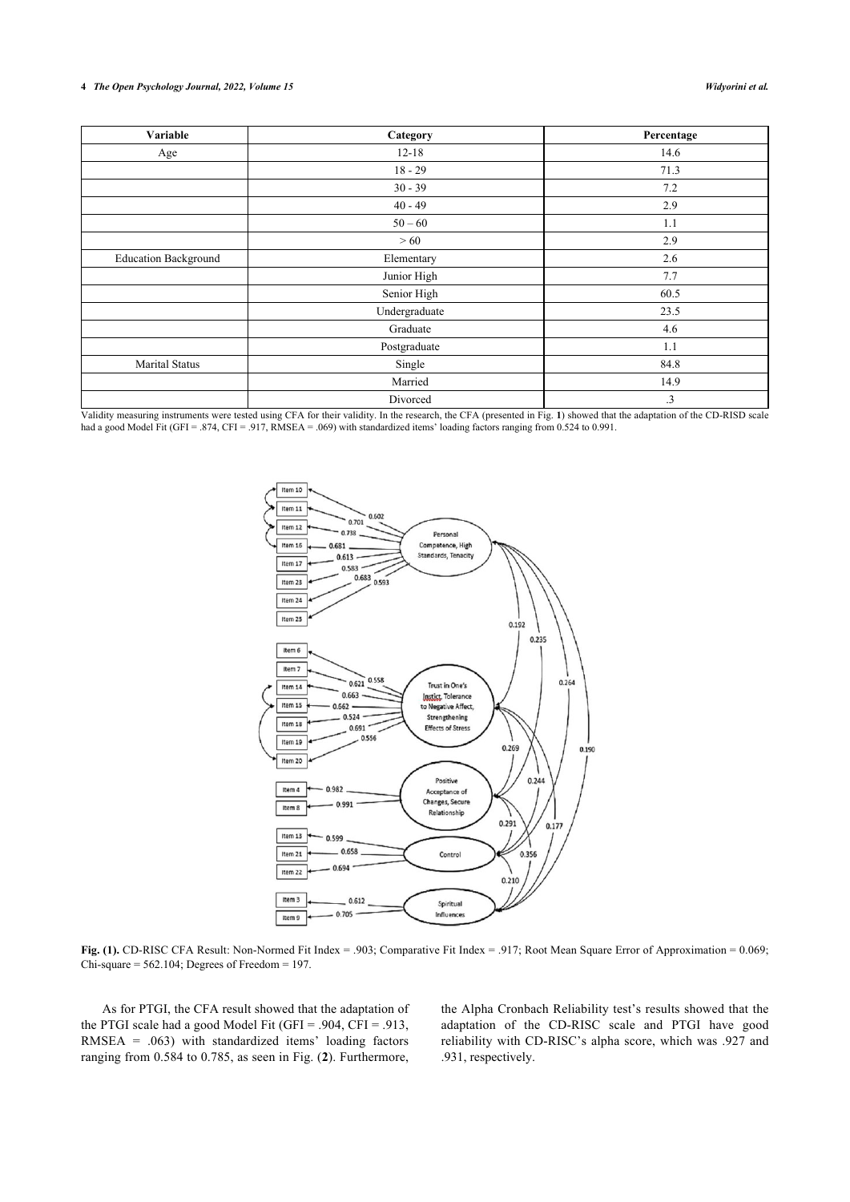| Variable | Category | Percentage |
|---|---|---|
| Age | 12-18 | 14.6 |
| | 18 - 29 | 71.3 |
| | 30 - 39 | 7.2 |
| | 40 - 49 | 2.9 |
| | 50 – 60 | 1.1 |
| | > 60 | 2.9 |
| Education Background | Elementary | 2.6 |
| | Junior High | 7.7 |
| | Senior High | 60.5 |
| | Undergraduate | 23.5 |
| | Graduate | 4.6 |
| | Postgraduate | 1.1 |
| Marital Status | Single | 84.8 |
| | Married | 14.9 |
| | Divorced | .3 |

Validity measuring instruments were tested using CFA for their validity. In the research, the CFA (presented in Fig. **1**) showed that the adaptation of the CD-RISD scale had a good Model Fit (GFI = .874, CFI = .917, RMSEA = .069) with standardized items' loading factors ranging from 0.524 to 0.991.

**Fig. (1).** CD-RISC CFA Result: Non-Normed Fit Index = .903; Comparative Fit Index = .917; Root Mean Square Error of Approximation = 0.069; Chi-square = 562.104; Degrees of Freedom = 197.

As for PTGI, the CFA result showed that the adaptation of the PTGI scale had a good Model Fit (GFI = .904, CFI = .913, RMSEA = .063) with standardized items' loading factors ranging from 0.584 to 0.785, as seen in Fig. (**2**). Furthermore, the Alpha Cronbach Reliability test's results showed that the adaptation of the CD-RISC scale and PTGI have good reliability with CD-RISC's alpha score, which was .927 and .931, respectively.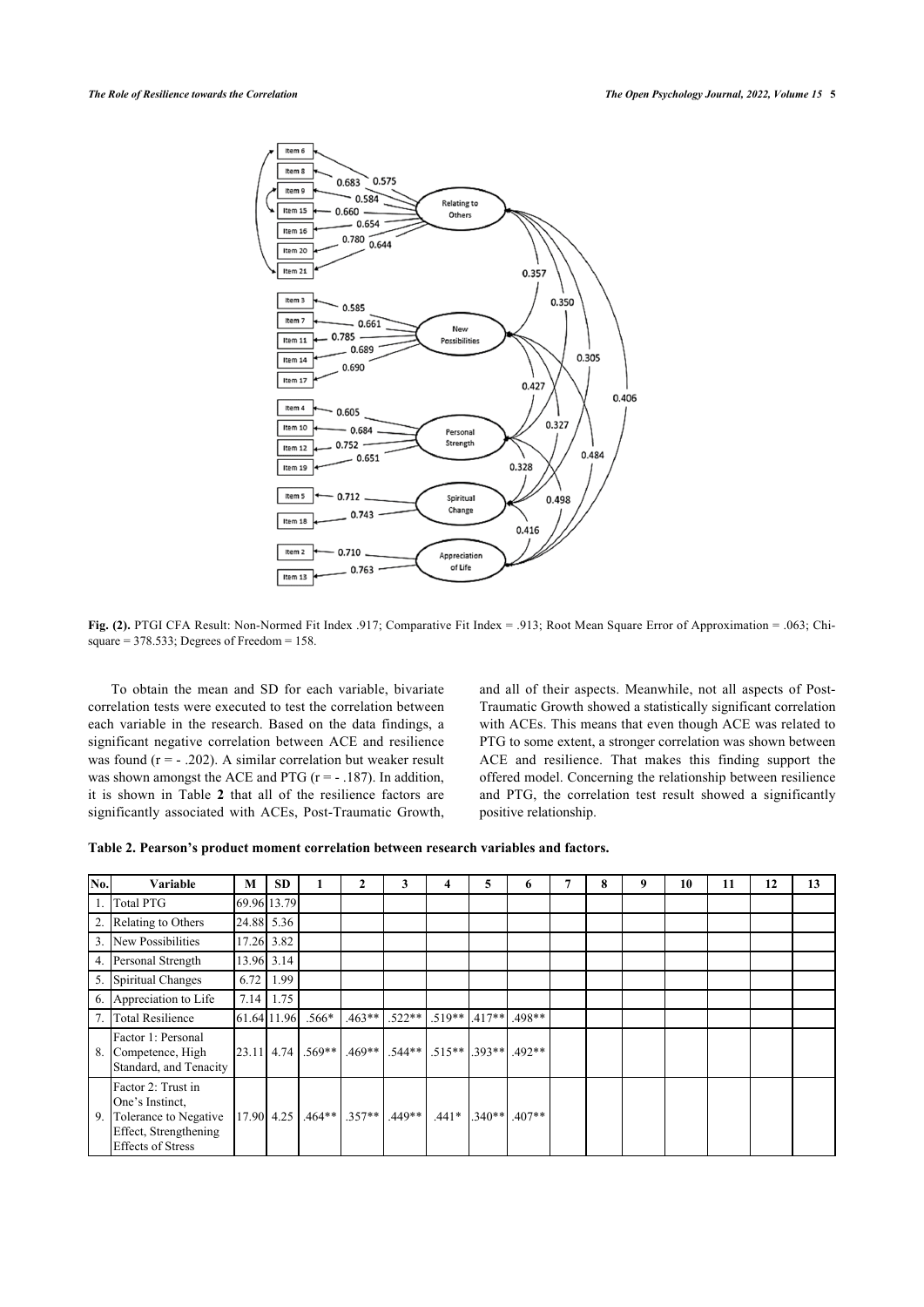**Fig. (2).** PTGI CFA Result: Non-Normed Fit Index .917; Comparative Fit Index = .913; Root Mean Square Error of Approximation = .063; Chi-square = 378.533; Degrees of Freedom = 158.

To obtain the mean and SD for each variable, bivariate correlation tests were executed to test the correlation between each variable in the research. Based on the data findings, a significant negative correlation between ACE and resilience was found (r = - .202). A similar correlation but weaker result was shown amongst the ACE and PTG (r = - .187). In addition, it is shown in Table **2** that all of the resilience factors are significantly associated with ACEs, Post-Traumatic Growth, and all of their aspects. Meanwhile, not all aspects of Post-Traumatic Growth showed a statistically significant correlation with ACEs. This means that even though ACE was related to PTG to some extent, a stronger correlation was shown between ACE and resilience. That makes this finding support the offered model. Concerning the relationship between resilience and PTG, the correlation test result showed a significantly positive relationship.

**Table 2. Pearson's product moment correlation between research variables and factors.**

| No. | Variable | M | SD | 1 | 2 | 3 | 4 | 5 | 6 | 7 | 8 | 9 | 10 | 11 | 12 | 13 |
|---|---|---|---|---|---|---|---|---|---|---|---|---|---|---|---|---|
| 1. | Total PTG | 69.96 | 13.79 | | | | | | | | | | | | | |
| 2. | Relating to Others | 24.88 | 5.36 | | | | | | | | | | | | | |
| 3. | New Possibilities | 17.26 | 3.82 | | | | | | | | | | | | | |
| 4. | Personal Strength | 13.96 | 3.14 | | | | | | | | | | | | | |
| 5. | Spiritual Changes | 6.72 | 1.99 | | | | | | | | | | | | | |
| 6. | Appreciation to Life | 7.14 | 1.75 | | | | | | | | | | | | | |
| 7. | Total Resilience | 61.64 | 11.96 | .566* | .463** | .522** | .519** | .417** | .498** | | | | | | | |
| 8. | Factor 1: Personal Competence, High Standard, and Tenacity | 23.11 | 4.74 | .569** | .469** | .544** | .515** | .393** | .492** | | | | | | | |
| 9. | Factor 2: Trust in One's Instinct, Tolerance to Negative Effect, Strengthening Effects of Stress | 17.90 | 4.25 | .464** | .357** | .449** | .441* | .340** | .407** | | | | | | | |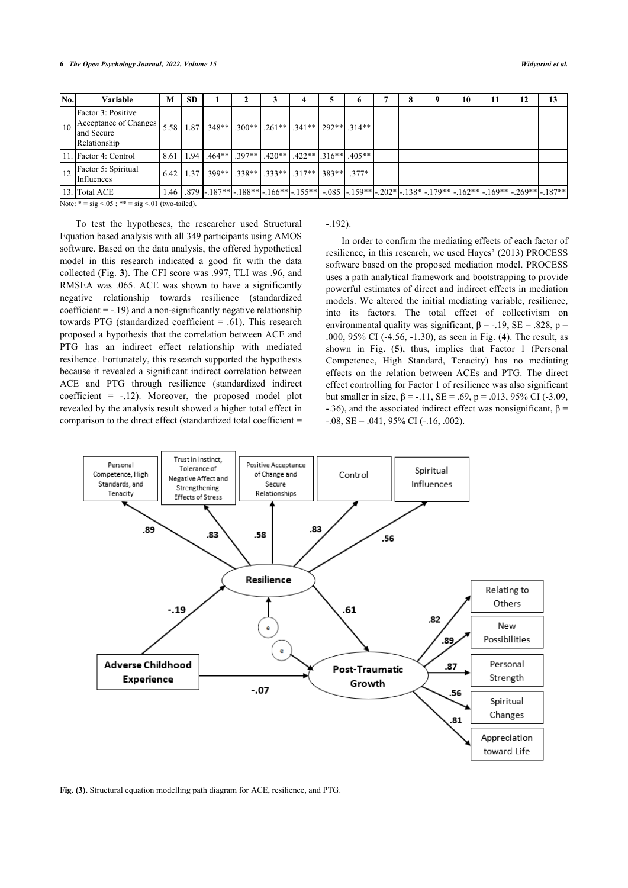| No. | Variable | M | SD | 1 | 2 | 3 | 4 | 5 | 6 | 7 | 8 | 9 | 10 | 11 | 12 | 13 |
|---|---|---|---|---|---|---|---|---|---|---|---|---|---|---|---|---|
| 10. | Factor 3: Positive Acceptance of Changes and Secure Relationship | 5.58 | 1.87 | .348** | .300** | .261** | .341** | .292** | .314** | | | | | | | |
| 11. | Factor 4: Control | 8.61 | 1.94 | .464** | .397** | .420** | .422** | .316** | .405** | | | | | | | |
| 12. | Factor 5: Spiritual Influences | 6.42 | 1.37 | .399** | .338** | .333** | .317** | .383** | .377* | | | | | | | |
| 13. | Total ACE | 1.46 | .879 | -.187** | -.188** | -.166** | -.155** | -.085 | -.159** | -.202* | -.138* | -.179** | -.162** | -.169** | -.269** | -.187** |

Note: * = sig <.05 ; ** = sig <.01 (two-tailed).

To test the hypotheses, the researcher used Structural Equation based analysis with all 349 participants using AMOS software. Based on the data analysis, the offered hypothetical model in this research indicated a good fit with the data collected (Fig. **3**). The CFI score was .997, TLI was .96, and RMSEA was .065. ACE was shown to have a significantly negative relationship towards resilience (standardized coefficient = -.19) and a non-significantly negative relationship towards PTG (standardized coefficient = .61). This research proposed a hypothesis that the correlation between ACE and PTG has an indirect effect relationship with mediated resilience. Fortunately, this research supported the hypothesis because it revealed a significant indirect correlation between ACE and PTG through resilience (standardized indirect coefficient = -.12). Moreover, the proposed model plot revealed by the analysis result showed a higher total effect in comparison to the direct effect (standardized total coefficient = -.192).

In order to confirm the mediating effects of each factor of resilience, in this research, we used Hayes' (2013) PROCESS software based on the proposed mediation model. PROCESS uses a path analytical framework and bootstrapping to provide powerful estimates of direct and indirect effects in mediation models. We altered the initial mediating variable, resilience, into its factors. The total effect of collectivism on environmental quality was significant, β = -.19, SE = .828, p = .000, 95% CI (-4.56, -1.30), as seen in Fig. (**4**). The result, as shown in Fig. (**5**), thus, implies that Factor 1 (Personal Competence, High Standard, Tenacity) has no mediating effects on the relation between ACEs and PTG. The direct effect controlling for Factor 1 of resilience was also significant but smaller in size, β = -.11, SE = .69, p = .013, 95% CI (-3.09, -.36), and the associated indirect effect was nonsignificant, β = -.08, SE = .041, 95% CI (-.16, .002).

**Fig. (3).** Structural equation modelling path diagram for ACE, resilience, and PTG.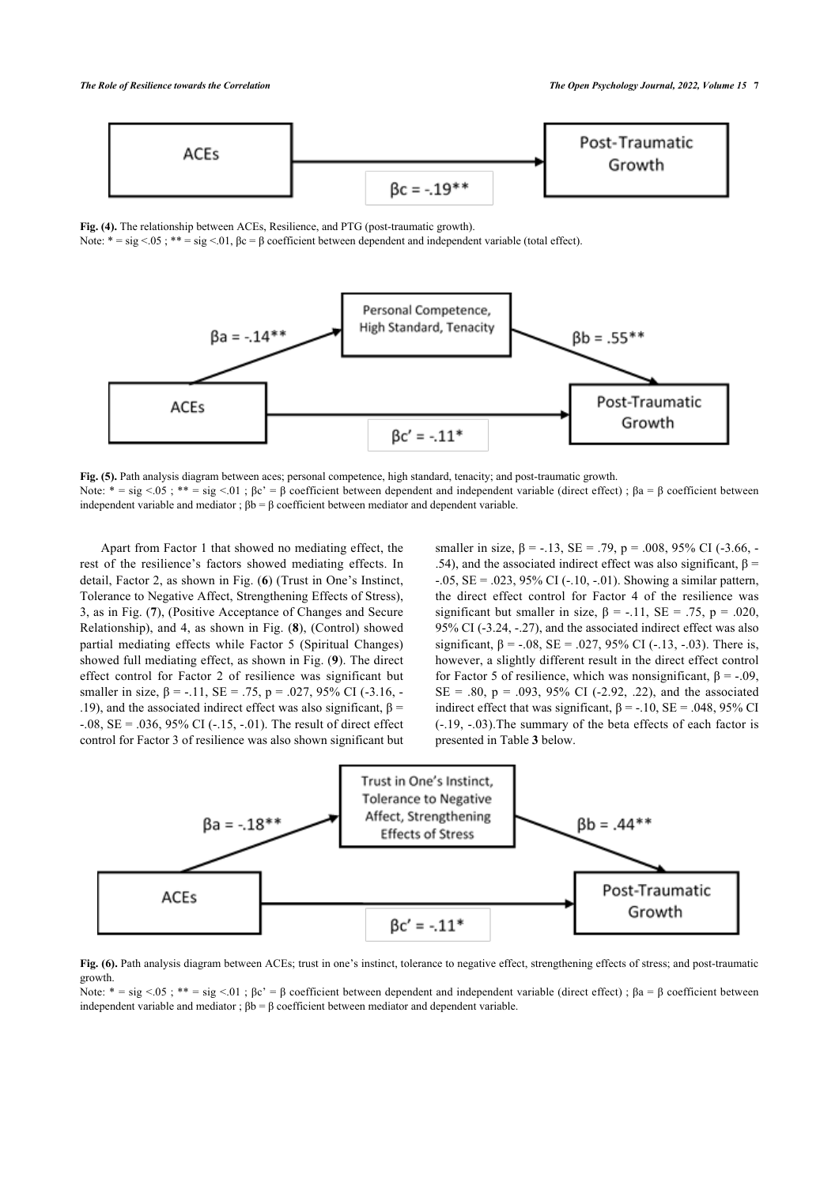**Fig. (4).** The relationship between ACEs, Resilience, and PTG (post-traumatic growth).

Note: * = sig <.05 ; ** = sig <.01, βc = β coefficient between dependent and independent variable (total effect).

**Fig. (5).** Path analysis diagram between aces; personal competence, high standard, tenacity; and post-traumatic growth.

Note: * = sig <.05 ; ** = sig <.01 ; βc' = β coefficient between dependent and independent variable (direct effect) ; βa = β coefficient between independent variable and mediator ; βb = β coefficient between mediator and dependent variable.

Apart from Factor 1 that showed no mediating effect, the rest of the resilience's factors showed mediating effects. In detail, Factor 2, as shown in Fig. (**6**) (Trust in One's Instinct, Tolerance to Negative Affect, Strengthening Effects of Stress), 3, as in Fig. (**7**), (Positive Acceptance of Changes and Secure Relationship), and 4, as shown in Fig. (**8**), (Control) showed partial mediating effects while Factor 5 (Spiritual Changes) showed full mediating effect, as shown in Fig. (**9**). The direct effect control for Factor 2 of resilience was significant but smaller in size, β = -.11, SE = .75, p = .027, 95% CI (-3.16, -.19), and the associated indirect effect was also significant, β = -.08, SE = .036, 95% CI (-.15, -.01). The result of direct effect control for Factor 3 of resilience was also shown significant but smaller in size, β = -.13, SE = .79, p = .008, 95% CI (-3.66, -.54), and the associated indirect effect was also significant, β = -.05, SE = .023, 95% CI (-.10, -.01). Showing a similar pattern, the direct effect control for Factor 4 of the resilience was significant but smaller in size, β = -.11, SE = .75, p = .020, 95% CI (-3.24, -.27), and the associated indirect effect was also significant, β = -.08, SE = .027, 95% CI (-.13, -.03). There is, however, a slightly different result in the direct effect control for Factor 5 of resilience, which was nonsignificant, β = -.09, SE = .80, p = .093, 95% CI (-2.92, .22), and the associated indirect effect that was significant, β = -.10, SE = .048, 95% CI (-.19, -.03).The summary of the beta effects of each factor is presented in Table **3** below.

**Fig. (6).** Path analysis diagram between ACEs; trust in one's instinct, tolerance to negative effect, strengthening effects of stress; and post-traumatic growth.

Note: * = sig <.05 ; ** = sig <.01 ; βc' = β coefficient between dependent and independent variable (direct effect) ; βa = β coefficient between independent variable and mediator ; βb = β coefficient between mediator and dependent variable.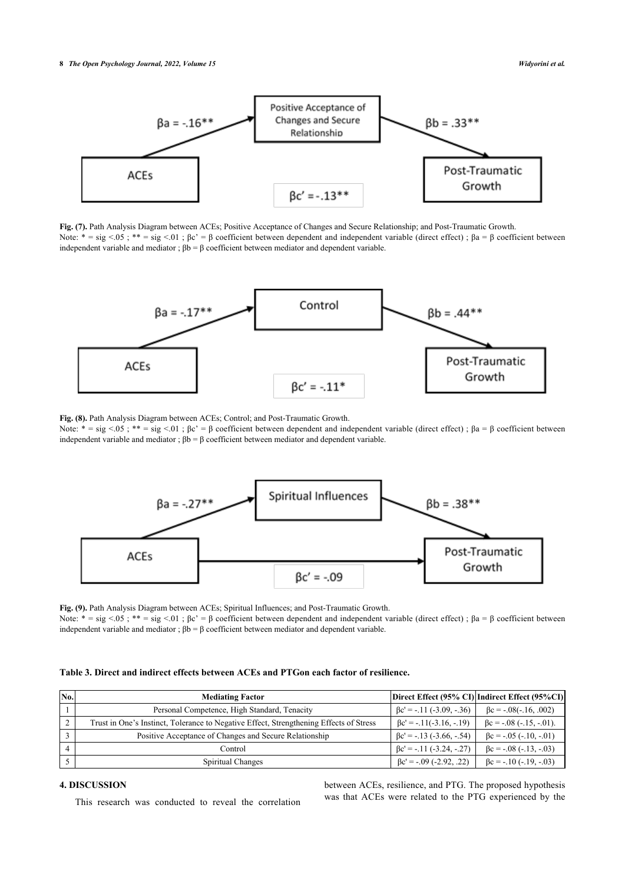**Fig. (7).** Path Analysis Diagram between ACEs; Positive Acceptance of Changes and Secure Relationship; and Post-Traumatic Growth.
Note: * = sig <.05 ; ** = sig <.01 ; βc' = β coefficient between dependent and independent variable (direct effect) ; βa = β coefficient between independent variable and mediator ; βb = β coefficient between mediator and dependent variable.

**Fig. (8).** Path Analysis Diagram between ACEs; Control; and Post-Traumatic Growth.
Note: * = sig <.05 ; ** = sig <.01 ; βc' = β coefficient between dependent and independent variable (direct effect) ; βa = β coefficient between independent variable and mediator ; βb = β coefficient between mediator and dependent variable.

**Fig. (9).** Path Analysis Diagram between ACEs; Spiritual Influences; and Post-Traumatic Growth.
Note: * = sig <.05 ; ** = sig <.01 ; βc' = β coefficient between dependent and independent variable (direct effect) ; βa = β coefficient between independent variable and mediator ; βb = β coefficient between mediator and dependent variable.

**Table 3. Direct and indirect effects between ACEs and PTGon each factor of resilience.**

| No. | Mediating Factor | Direct Effect (95% CI) | Indirect Effect (95%CI) |
|---|---|---|---|
| 1 | Personal Competence, High Standard, Tenacity | βc' = -.11 (-3.09, -.36) | βc = -.08(-.16, .002) |
| 2 | Trust in One's Instinct, Tolerance to Negative Effect, Strengthening Effects of Stress | βc' = -.11(-3.16, -.19) | βc = -.08 (-.15, -.01). |
| 3 | Positive Acceptance of Changes and Secure Relationship | βc' = -.13 (-3.66, -.54) | βc = -.05 (-.10, -.01) |
| 4 | Control | βc' = -.11 (-3.24, -.27) | βc = -.08 (-.13, -.03) |
| 5 | Spiritual Changes | βc' = -.09 (-2.92, .22) | βc = -.10 (-.19, -.03) |

## 4. DISCUSSION

This research was conducted to reveal the correlation between ACEs, resilience, and PTG. The proposed hypothesis was that ACEs were related to the PTG experienced by the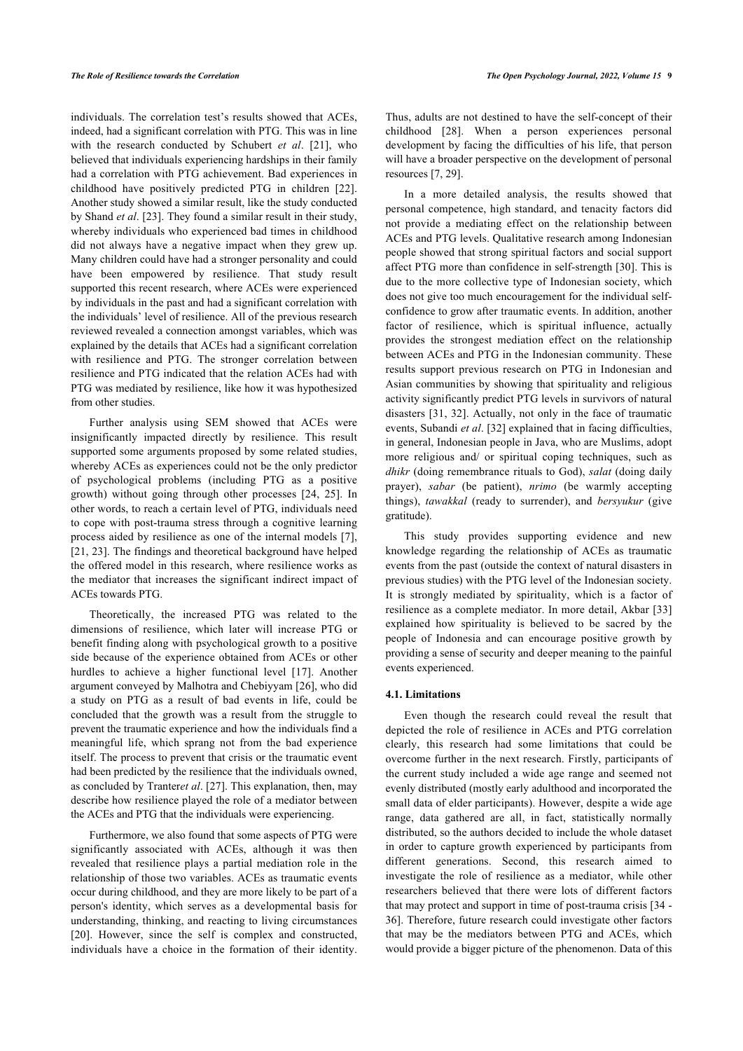individuals. The correlation test's results showed that ACEs, indeed, had a significant correlation with PTG. This was in line with the research conducted by Schubert *et al*. [21], who believed that individuals experiencing hardships in their family had a correlation with PTG achievement. Bad experiences in childhood have positively predicted PTG in children [22]. Another study showed a similar result, like the study conducted by Shand *et al*. [23]. They found a similar result in their study, whereby individuals who experienced bad times in childhood did not always have a negative impact when they grew up. Many children could have had a stronger personality and could have been empowered by resilience. That study result supported this recent research, where ACEs were experienced by individuals in the past and had a significant correlation with the individuals' level of resilience. All of the previous research reviewed revealed a connection amongst variables, which was explained by the details that ACEs had a significant correlation with resilience and PTG. The stronger correlation between resilience and PTG indicated that the relation ACEs had with PTG was mediated by resilience, like how it was hypothesized from other studies.

Further analysis using SEM showed that ACEs were insignificantly impacted directly by resilience. This result supported some arguments proposed by some related studies, whereby ACEs as experiences could not be the only predictor of psychological problems (including PTG as a positive growth) without going through other processes [24, 25]. In other words, to reach a certain level of PTG, individuals need to cope with post-trauma stress through a cognitive learning process aided by resilience as one of the internal models [7], [21, 23]. The findings and theoretical background have helped the offered model in this research, where resilience works as the mediator that increases the significant indirect impact of ACEs towards PTG.

Theoretically, the increased PTG was related to the dimensions of resilience, which later will increase PTG or benefit finding along with psychological growth to a positive side because of the experience obtained from ACEs or other hurdles to achieve a higher functional level [17]. Another argument conveyed by Malhotra and Chebiyyam [26], who did a study on PTG as a result of bad events in life, could be concluded that the growth was a result from the struggle to prevent the traumatic experience and how the individuals find a meaningful life, which sprang not from the bad experience itself. The process to prevent that crisis or the traumatic event had been predicted by the resilience that the individuals owned, as concluded by Tranter*et al*. [27]. This explanation, then, may describe how resilience played the role of a mediator between the ACEs and PTG that the individuals were experiencing.

Furthermore, we also found that some aspects of PTG were significantly associated with ACEs, although it was then revealed that resilience plays a partial mediation role in the relationship of those two variables. ACEs as traumatic events occur during childhood, and they are more likely to be part of a person's identity, which serves as a developmental basis for understanding, thinking, and reacting to living circumstances [20]. However, since the self is complex and constructed, individuals have a choice in the formation of their identity. Thus, adults are not destined to have the self-concept of their childhood [28]. When a person experiences personal development by facing the difficulties of his life, that person will have a broader perspective on the development of personal resources [7, 29].

In a more detailed analysis, the results showed that personal competence, high standard, and tenacity factors did not provide a mediating effect on the relationship between ACEs and PTG levels. Qualitative research among Indonesian people showed that strong spiritual factors and social support affect PTG more than confidence in self-strength [30]. This is due to the more collective type of Indonesian society, which does not give too much encouragement for the individual self-confidence to grow after traumatic events. In addition, another factor of resilience, which is spiritual influence, actually provides the strongest mediation effect on the relationship between ACEs and PTG in the Indonesian community. These results support previous research on PTG in Indonesian and Asian communities by showing that spirituality and religious activity significantly predict PTG levels in survivors of natural disasters [31, 32]. Actually, not only in the face of traumatic events, Subandi *et al*. [32] explained that in facing difficulties, in general, Indonesian people in Java, who are Muslims, adopt more religious and/ or spiritual coping techniques, such as *dhikr* (doing remembrance rituals to God), *salat* (doing daily prayer), *sabar* (be patient), *nrimo* (be warmly accepting things), *tawakkal* (ready to surrender), and *bersyukur* (give gratitude).

This study provides supporting evidence and new knowledge regarding the relationship of ACEs as traumatic events from the past (outside the context of natural disasters in previous studies) with the PTG level of the Indonesian society. It is strongly mediated by spirituality, which is a factor of resilience as a complete mediator. In more detail, Akbar [33] explained how spirituality is believed to be sacred by the people of Indonesia and can encourage positive growth by providing a sense of security and deeper meaning to the painful events experienced.

### 4.1. Limitations

Even though the research could reveal the result that depicted the role of resilience in ACEs and PTG correlation clearly, this research had some limitations that could be overcome further in the next research. Firstly, participants of the current study included a wide age range and seemed not evenly distributed (mostly early adulthood and incorporated the small data of elder participants). However, despite a wide age range, data gathered are all, in fact, statistically normally distributed, so the authors decided to include the whole dataset in order to capture growth experienced by participants from different generations. Second, this research aimed to investigate the role of resilience as a mediator, while other researchers believed that there were lots of different factors that may protect and support in time of post-trauma crisis [34 - 36]. Therefore, future research could investigate other factors that may be the mediators between PTG and ACEs, which would provide a bigger picture of the phenomenon. Data of this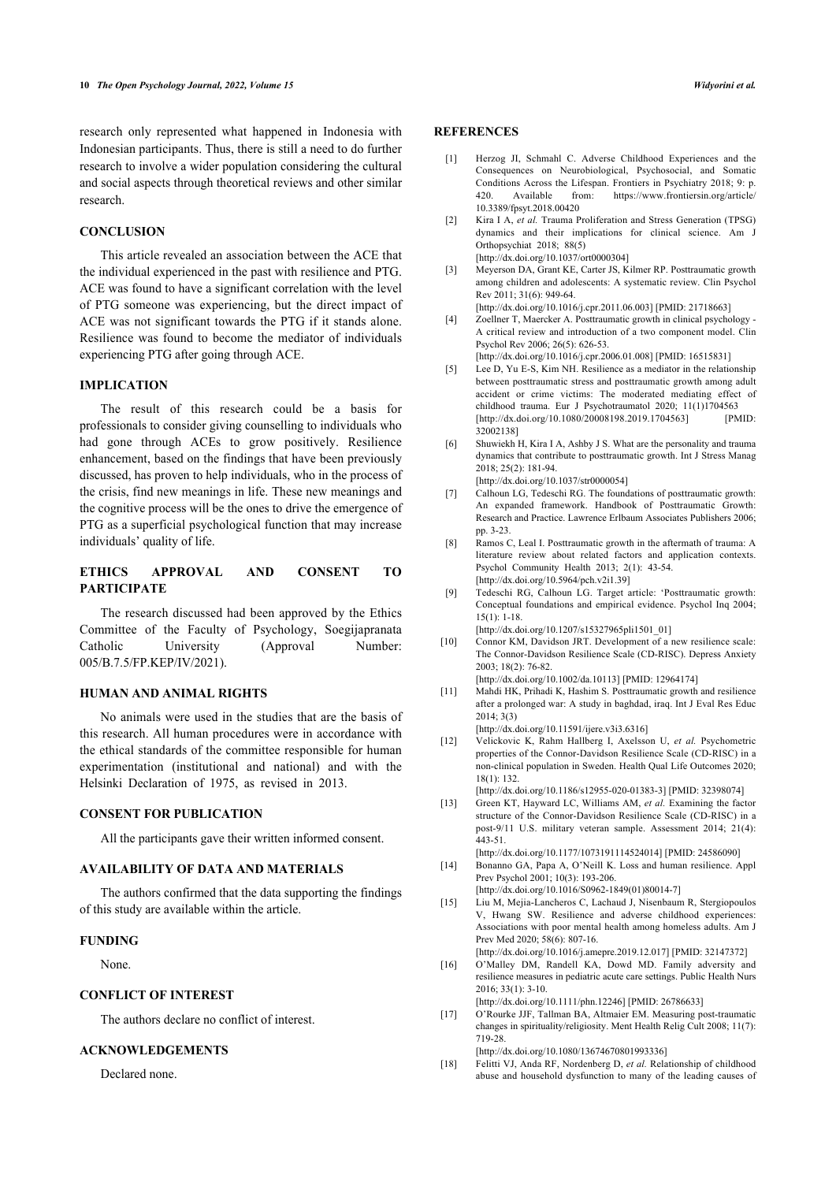research only represented what happened in Indonesia with Indonesian participants. Thus, there is still a need to do further research to involve a wider population considering the cultural and social aspects through theoretical reviews and other similar research.

## CONCLUSION

This article revealed an association between the ACE that the individual experienced in the past with resilience and PTG. ACE was found to have a significant correlation with the level of PTG someone was experiencing, but the direct impact of ACE was not significant towards the PTG if it stands alone. Resilience was found to become the mediator of individuals experiencing PTG after going through ACE.

## IMPLICATION

The result of this research could be a basis for professionals to consider giving counselling to individuals who had gone through ACEs to grow positively. Resilience enhancement, based on the findings that have been previously discussed, has proven to help individuals, who in the process of the crisis, find new meanings in life. These new meanings and the cognitive process will be the ones to drive the emergence of PTG as a superficial psychological function that may increase individuals' quality of life.

## ETHICS APPROVAL AND CONSENT TO PARTICIPATE

The research discussed had been approved by the Ethics Committee of the Faculty of Psychology, Soegijapranata Catholic University (Approval Number: 005/B.7.5/FP.KEP/IV/2021).

## HUMAN AND ANIMAL RIGHTS

No animals were used in the studies that are the basis of this research. All human procedures were in accordance with the ethical standards of the committee responsible for human experimentation (institutional and national) and with the Helsinki Declaration of 1975, as revised in 2013.

## CONSENT FOR PUBLICATION

All the participants gave their written informed consent.

## AVAILABILITY OF DATA AND MATERIALS

The authors confirmed that the data supporting the findings of this study are available within the article.

## FUNDING

None.

## CONFLICT OF INTEREST

The authors declare no conflict of interest.

## ACKNOWLEDGEMENTS

Declared none.

## REFERENCES

[1] Herzog JI, Schmahl C. Adverse Childhood Experiences and the Consequences on Neurobiological, Psychosocial, and Somatic Conditions Across the Lifespan. Frontiers in Psychiatry 2018; 9: p. 420. Available from: https://www.frontiersin.org/article/10.3389/fpsyt.2018.00420

[2] Kira I A, *et al.* Trauma Proliferation and Stress Generation (TPSG) dynamics and their implications for clinical science. Am J Orthopsychiat 2018; 88(5) [http://dx.doi.org/10.1037/ort0000304]

[3] Meyerson DA, Grant KE, Carter JS, Kilmer RP. Posttraumatic growth among children and adolescents: A systematic review. Clin Psychol Rev 2011; 31(6): 949-64. [http://dx.doi.org/10.1016/j.cpr.2011.06.003] [PMID: 21718663]

[4] Zoellner T, Maercker A. Posttraumatic growth in clinical psychology - A critical review and introduction of a two component model. Clin Psychol Rev 2006; 26(5): 626-53. [http://dx.doi.org/10.1016/j.cpr.2006.01.008] [PMID: 16515831]

[5] Lee D, Yu E-S, Kim NH. Resilience as a mediator in the relationship between posttraumatic stress and posttraumatic growth among adult accident or crime victims: The moderated mediating effect of childhood trauma. Eur J Psychotraumatol 2020; 11(1)1704563 [http://dx.doi.org/10.1080/20008198.2019.1704563] [PMID: 32002138]

[6] Shuwiekh H, Kira I A, Ashby J S. What are the personality and trauma dynamics that contribute to posttraumatic growth. Int J Stress Manag 2018; 25(2): 181-94. [http://dx.doi.org/10.1037/str0000054]

[7] Calhoun LG, Tedeschi RG. The foundations of posttraumatic growth: An expanded framework. Handbook of Posttraumatic Growth: Research and Practice. Lawrence Erlbaum Associates Publishers 2006; pp. 3-23.

[8] Ramos C, Leal I. Posttraumatic growth in the aftermath of trauma: A literature review about related factors and application contexts. Psychol Community Health 2013; 2(1): 43-54. [http://dx.doi.org/10.5964/pch.v2i1.39]

[9] Tedeschi RG, Calhoun LG. Target article: 'Posttraumatic growth: Conceptual foundations and empirical evidence. Psychol Inq 2004; 15(1): 1-18. [http://dx.doi.org/10.1207/s15327965pli1501_01]

[10] Connor KM, Davidson JRT. Development of a new resilience scale: The Connor-Davidson Resilience Scale (CD-RISC). Depress Anxiety 2003; 18(2): 76-82. [http://dx.doi.org/10.1002/da.10113] [PMID: 12964174]

[11] Mahdi HK, Prihadi K, Hashim S. Posttraumatic growth and resilience after a prolonged war: A study in baghdad, iraq. Int J Eval Res Educ 2014; 3(3) [http://dx.doi.org/10.11591/ijere.v3i3.6316]

[12] Velickovic K, Rahm Hallberg I, Axelsson U, *et al.* Psychometric properties of the Connor-Davidson Resilience Scale (CD-RISC) in a non-clinical population in Sweden. Health Qual Life Outcomes 2020; 18(1): 132. [http://dx.doi.org/10.1186/s12955-020-01383-3] [PMID: 32398074]

[13] Green KT, Hayward LC, Williams AM, *et al.* Examining the factor structure of the Connor-Davidson Resilience Scale (CD-RISC) in a post-9/11 U.S. military veteran sample. Assessment 2014; 21(4): 443-51. [http://dx.doi.org/10.1177/1073191114524014] [PMID: 24586090]

[14] Bonanno GA, Papa A, O'Neill K. Loss and human resilience. Appl Prev Psychol 2001; 10(3): 193-206. [http://dx.doi.org/10.1016/S0962-1849(01)80014-7]

[15] Liu M, Mejia-Lancheros C, Lachaud J, Nisenbaum R, Stergiopoulos V, Hwang SW. Resilience and adverse childhood experiences: Associations with poor mental health among homeless adults. Am J Prev Med 2020; 58(6): 807-16. [http://dx.doi.org/10.1016/j.amepre.2019.12.017] [PMID: 32147372]

[16] O'Malley DM, Randell KA, Dowd MD. Family adversity and resilience measures in pediatric acute care settings. Public Health Nurs 2016; 33(1): 3-10. [http://dx.doi.org/10.1111/phn.12246] [PMID: 26786633]

[17] O'Rourke JJF, Tallman BA, Altmaier EM. Measuring post-traumatic changes in spirituality/religiosity. Ment Health Relig Cult 2008; 11(7): 719-28. [http://dx.doi.org/10.1080/13674670801993336]

[18] Felitti VJ, Anda RF, Nordenberg D, *et al.* Relationship of childhood abuse and household dysfunction to many of the leading causes of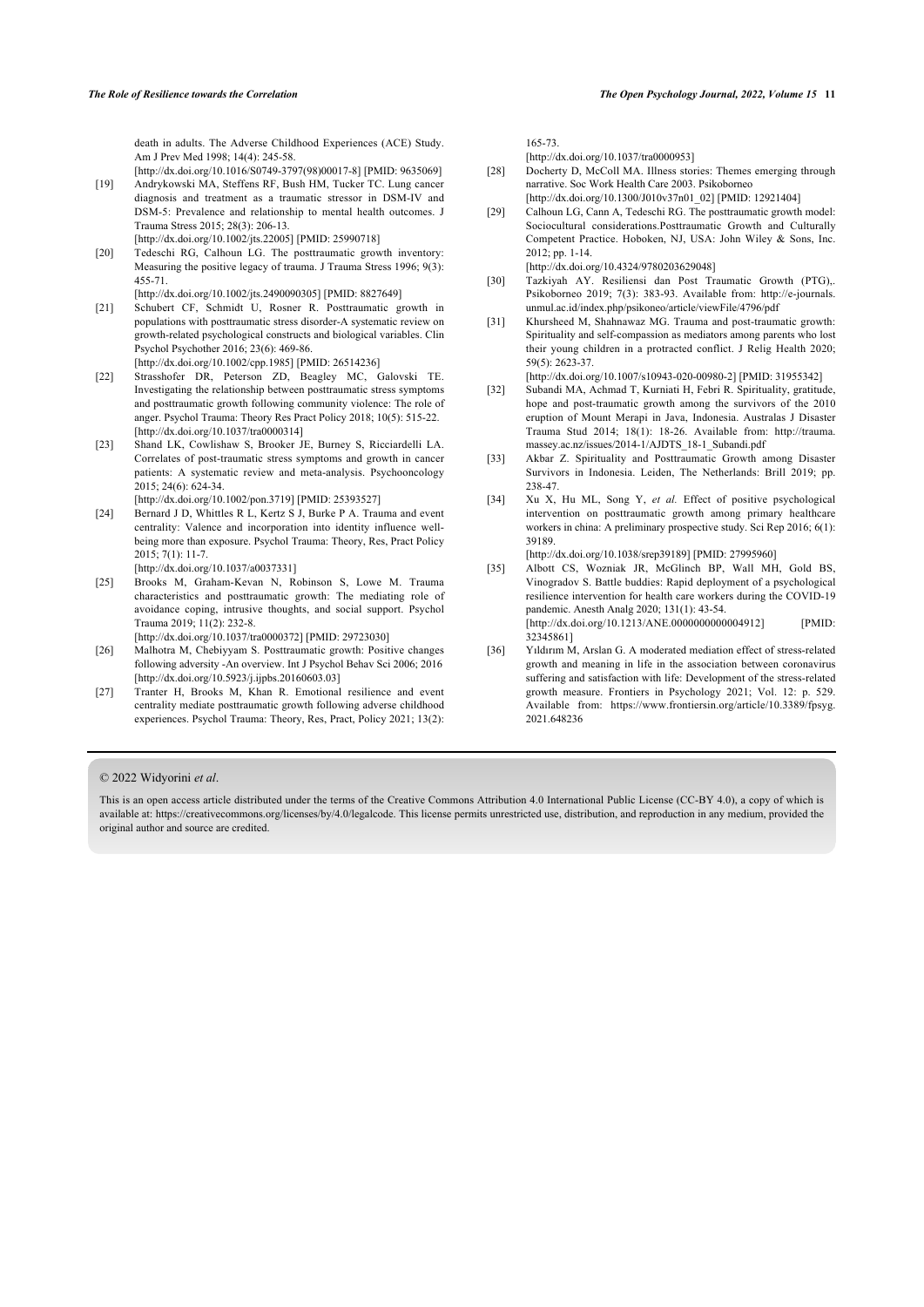death in adults. The Adverse Childhood Experiences (ACE) Study. Am J Prev Med 1998; 14(4): 245-58.
[http://dx.doi.org/10.1016/S0749-3797(98)00017-8] [PMID: 9635069]

[19] Andrykowski MA, Steffens RF, Bush HM, Tucker TC. Lung cancer diagnosis and treatment as a traumatic stressor in DSM-IV and DSM-5: Prevalence and relationship to mental health outcomes. J Trauma Stress 2015; 28(3): 206-13.
[http://dx.doi.org/10.1002/jts.22005] [PMID: 25990718]

[20] Tedeschi RG, Calhoun LG. The posttraumatic growth inventory: Measuring the positive legacy of trauma. J Trauma Stress 1996; 9(3): 455-71.
[http://dx.doi.org/10.1002/jts.2490090305] [PMID: 8827649]

[21] Schubert CF, Schmidt U, Rosner R. Posttraumatic growth in populations with posttraumatic stress disorder-A systematic review on growth-related psychological constructs and biological variables. Clin Psychol Psychother 2016; 23(6): 469-86.
[http://dx.doi.org/10.1002/cpp.1985] [PMID: 26514236]

[22] Strasshofer DR, Peterson ZD, Beagley MC, Galovski TE. Investigating the relationship between posttraumatic stress symptoms and posttraumatic growth following community violence: The role of anger. Psychol Trauma: Theory Res Pract Policy 2018; 10(5): 515-22.
[http://dx.doi.org/10.1037/tra0000314]

[23] Shand LK, Cowlishaw S, Brooker JE, Burney S, Ricciardelli LA. Correlates of post-traumatic stress symptoms and growth in cancer patients: A systematic review and meta-analysis. Psychooncology 2015; 24(6): 624-34.
[http://dx.doi.org/10.1002/pon.3719] [PMID: 25393527]

[24] Bernard J D, Whittles R L, Kertz S J, Burke P A. Trauma and event centrality: Valence and incorporation into identity influence well-being more than exposure. Psychol Trauma: Theory, Res, Pract Policy 2015; 7(1): 11-7.
[http://dx.doi.org/10.1037/a0037331]

[25] Brooks M, Graham-Kevan N, Robinson S, Lowe M. Trauma characteristics and posttraumatic growth: The mediating role of avoidance coping, intrusive thoughts, and social support. Psychol Trauma 2019; 11(2): 232-8.
[http://dx.doi.org/10.1037/tra0000372] [PMID: 29723030]

[26] Malhotra M, Chebiyyam S. Posttraumatic growth: Positive changes following adversity -An overview. Int J Psychol Behav Sci 2006; 2016
[http://dx.doi.org/10.5923/j.ijpbs.20160603.03]

[27] Tranter H, Brooks M, Khan R. Emotional resilience and event centrality mediate posttraumatic growth following adverse childhood experiences. Psychol Trauma: Theory, Res, Pract, Policy 2021; 13(2): 165-73.
[http://dx.doi.org/10.1037/tra0000953]

[28] Docherty D, McColl MA. Illness stories: Themes emerging through narrative. Soc Work Health Care 2003. Psikoborneo
[http://dx.doi.org/10.1300/J010v37n01_02] [PMID: 12921404]

[29] Calhoun LG, Cann A, Tedeschi RG. The posttraumatic growth model: Sociocultural considerations.Posttraumatic Growth and Culturally Competent Practice. Hoboken, NJ, USA: John Wiley & Sons, Inc. 2012; pp. 1-14.
[http://dx.doi.org/10.4324/9780203629048]

[30] Tazkiyah AY. Resiliensi dan Post Traumatic Growth (PTG),. Psikoborneo 2019; 7(3): 383-93. Available from: http://e-journals.unmul.ac.id/index.php/psikoneo/article/viewFile/4796/pdf

[31] Khursheed M, Shahnawaz MG. Trauma and post-traumatic growth: Spirituality and self-compassion as mediators among parents who lost their young children in a protracted conflict. J Relig Health 2020; 59(5): 2623-37.
[http://dx.doi.org/10.1007/s10943-020-00980-2] [PMID: 31955342]

[32] Subandi MA, Achmad T, Kurniati H, Febri R. Spirituality, gratitude, hope and post-traumatic growth among the survivors of the 2010 eruption of Mount Merapi in Java, Indonesia. Australas J Disaster Trauma Stud 2014; 18(1): 18-26. Available from: http://trauma.massey.ac.nz/issues/2014-1/AJDTS_18-1_Subandi.pdf

[33] Akbar Z. Spirituality and Posttraumatic Growth among Disaster Survivors in Indonesia. Leiden, The Netherlands: Brill 2019; pp. 238-47.

[34] Xu X, Hu ML, Song Y, *et al.* Effect of positive psychological intervention on posttraumatic growth among primary healthcare workers in china: A preliminary prospective study. Sci Rep 2016; 6(1): 39189.
[http://dx.doi.org/10.1038/srep39189] [PMID: 27995960]

[35] Albott CS, Wozniak JR, McGlinch BP, Wall MH, Gold BS, Vinogradov S. Battle buddies: Rapid deployment of a psychological resilience intervention for health care workers during the COVID-19 pandemic. Anesth Analg 2020; 131(1): 43-54.
[http://dx.doi.org/10.1213/ANE.0000000000004912] [PMID: 32345861]

[36] Yıldırım M, Arslan G. A moderated mediation effect of stress-related growth and meaning in life in the association between coronavirus suffering and satisfaction with life: Development of the stress-related growth measure. Frontiers in Psychology 2021; Vol. 12: p. 529. Available from: https://www.frontiersin.org/article/10.3389/fpsyg.2021.648236

© 2022 Widyorini *et al*.

This is an open access article distributed under the terms of the Creative Commons Attribution 4.0 International Public License (CC-BY 4.0), a copy of which is available at: https://creativecommons.org/licenses/by/4.0/legalcode. This license permits unrestricted use, distribution, and reproduction in any medium, provided the original author and source are credited.